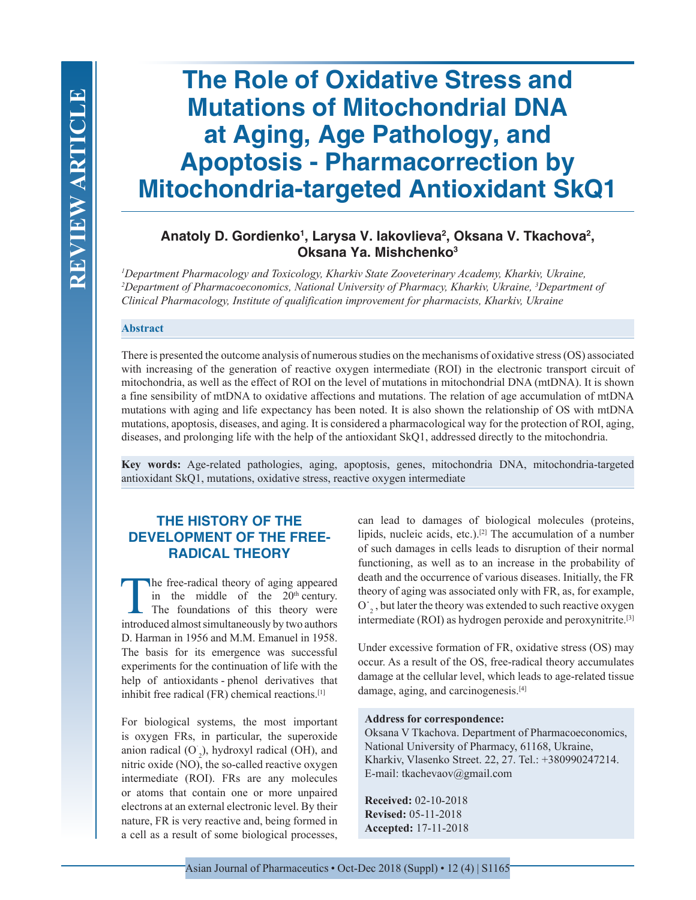REVIEW ARTICLE

# The Role of Oxidative Stress and Mutations of Mitochondrial DNA at Aging, Age Pathology, and Apoptosis - Pharmacorrection by Mitochondria-targeted Antioxidant SkQ1

**Anatoly D. Gordienko[1], Larysa V. Iakovlieva[2], Oksana V. Tkachova[2], Oksana Ya. Mishchenko[3]**

*[1]Department Pharmacology and Toxicology, Kharkiv State Zooveterinary Academy, Kharkiv, Ukraine, [2]Department of Pharmacoeconomics, National University of Pharmacy, Kharkiv, Ukraine, [3]Department of Clinical Pharmacology, Institute of qualification improvement for pharmacists, Kharkiv, Ukraine*

**Abstract**

There is presented the outcome analysis of numerous studies on the mechanisms of oxidative stress (OS) associated with increasing of the generation of reactive oxygen intermediate (ROI) in the electronic transport circuit of mitochondria, as well as the effect of ROI on the level of mutations in mitochondrial DNA (mtDNA). It is shown a fine sensibility of mtDNA to oxidative affections and mutations. The relation of age accumulation of mtDNA mutations with aging and life expectancy has been noted. It is also shown the relationship of OS with mtDNA mutations, apoptosis, diseases, and aging. It is considered a pharmacological way for the protection of ROI, aging, diseases, and prolonging life with the help of the antioxidant SkQ1, addressed directly to the mitochondria.

**Key words:** Age-related pathologies, aging, apoptosis, genes, mitochondria DNA, mitochondria-targeted antioxidant SkQ1, mutations, oxidative stress, reactive oxygen intermediate

## THE HISTORY OF THE DEVELOPMENT OF THE FREE-RADICAL THEORY

The free-radical theory of aging appeared in the middle of the 20th century. The foundations of this theory were introduced almost simultaneously by two authors D. Harman in 1956 and M.M. Emanuel in 1958. The basis for its emergence was successful experiments for the continuation of life with the help of antioxidants - phenol derivatives that inhibit free radical (FR) chemical reactions.[1]

For biological systems, the most important is oxygen FRs, in particular, the superoxide anion radical ($O^{\cdot}_2$), hydroxyl radical (OH), and nitric oxide (NO), the so-called reactive oxygen intermediate (ROI). FRs are any molecules or atoms that contain one or more unpaired electrons at an external electronic level. By their nature, FR is very reactive and, being formed in a cell as a result of some biological processes, can lead to damages of biological molecules (proteins, lipids, nucleic acids, etc.).[2] The accumulation of a number of such damages in cells leads to disruption of their normal functioning, as well as to an increase in the probability of death and the occurrence of various diseases. Initially, the FR theory of aging was associated only with FR, as, for example, $O^{\cdot}_2$, but later the theory was extended to such reactive oxygen intermediate (ROI) as hydrogen peroxide and peroxynitrite.[3]

Under excessive formation of FR, oxidative stress (OS) may occur. As a result of the OS, free-radical theory accumulates damage at the cellular level, which leads to age-related tissue damage, aging, and carcinogenesis.[4]

**Address for correspondence:**
Oksana V Tkachova. Department of Pharmacoeconomics, National University of Pharmacy, 61168, Ukraine, Kharkiv, Vlasenko Street. 22, 27. Tel.: +380990247214. E-mail: tkachevaov@gmail.com

**Received:** 02-10-2018
**Revised:** 05-11-2018
**Accepted:** 17-11-2018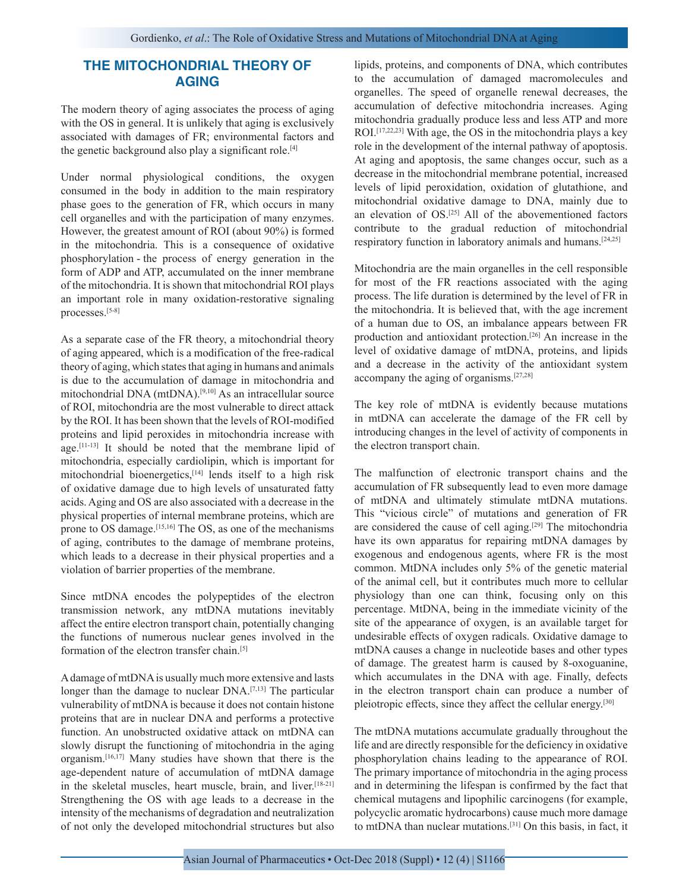## THE MITOCHONDRIAL THEORY OF AGING

The modern theory of aging associates the process of aging with the OS in general. It is unlikely that aging is exclusively associated with damages of FR; environmental factors and the genetic background also play a significant role.[4]

Under normal physiological conditions, the oxygen consumed in the body in addition to the main respiratory phase goes to the generation of FR, which occurs in many cell organelles and with the participation of many enzymes. However, the greatest amount of ROI (about 90%) is formed in the mitochondria. This is a consequence of oxidative phosphorylation - the process of energy generation in the form of ADP and ATP, accumulated on the inner membrane of the mitochondria. It is shown that mitochondrial ROI plays an important role in many oxidation-restorative signaling processes.[5-8]

As a separate case of the FR theory, a mitochondrial theory of aging appeared, which is a modification of the free-radical theory of aging, which states that aging in humans and animals is due to the accumulation of damage in mitochondria and mitochondrial DNA (mtDNA).[9,10] As an intracellular source of ROI, mitochondria are the most vulnerable to direct attack by the ROI. It has been shown that the levels of ROI-modified proteins and lipid peroxides in mitochondria increase with age.[11-13] It should be noted that the membrane lipid of mitochondria, especially cardiolipin, which is important for mitochondrial bioenergetics,[14] lends itself to a high risk of oxidative damage due to high levels of unsaturated fatty acids. Aging and OS are also associated with a decrease in the physical properties of internal membrane proteins, which are prone to OS damage.[15,16] The OS, as one of the mechanisms of aging, contributes to the damage of membrane proteins, which leads to a decrease in their physical properties and a violation of barrier properties of the membrane.

Since mtDNA encodes the polypeptides of the electron transmission network, any mtDNA mutations inevitably affect the entire electron transport chain, potentially changing the functions of numerous nuclear genes involved in the formation of the electron transfer chain.[5]

A damage of mtDNA is usually much more extensive and lasts longer than the damage to nuclear DNA.[7,13] The particular vulnerability of mtDNA is because it does not contain histone proteins that are in nuclear DNA and performs a protective function. An unobstructed oxidative attack on mtDNA can slowly disrupt the functioning of mitochondria in the aging organism.[16,17] Many studies have shown that there is the age-dependent nature of accumulation of mtDNA damage in the skeletal muscles, heart muscle, brain, and liver.[18-21] Strengthening the OS with age leads to a decrease in the intensity of the mechanisms of degradation and neutralization of not only the developed mitochondrial structures but also lipids, proteins, and components of DNA, which contributes to the accumulation of damaged macromolecules and organelles. The speed of organelle renewal decreases, the accumulation of defective mitochondria increases. Aging mitochondria gradually produce less and less ATP and more ROI.[17,22,23] With age, the OS in the mitochondria plays a key role in the development of the internal pathway of apoptosis. At aging and apoptosis, the same changes occur, such as a decrease in the mitochondrial membrane potential, increased levels of lipid peroxidation, oxidation of glutathione, and mitochondrial oxidative damage to DNA, mainly due to an elevation of OS.[25] All of the abovementioned factors contribute to the gradual reduction of mitochondrial respiratory function in laboratory animals and humans.[24,25]

Mitochondria are the main organelles in the cell responsible for most of the FR reactions associated with the aging process. The life duration is determined by the level of FR in the mitochondria. It is believed that, with the age increment of a human due to OS, an imbalance appears between FR production and antioxidant protection.[26] An increase in the level of oxidative damage of mtDNA, proteins, and lipids and a decrease in the activity of the antioxidant system accompany the aging of organisms.[27,28]

The key role of mtDNA is evidently because mutations in mtDNA can accelerate the damage of the FR cell by introducing changes in the level of activity of components in the electron transport chain.

The malfunction of electronic transport chains and the accumulation of FR subsequently lead to even more damage of mtDNA and ultimately stimulate mtDNA mutations. This "vicious circle" of mutations and generation of FR are considered the cause of cell aging.[29] The mitochondria have its own apparatus for repairing mtDNA damages by exogenous and endogenous agents, where FR is the most common. MtDNA includes only 5% of the genetic material of the animal cell, but it contributes much more to cellular physiology than one can think, focusing only on this percentage. MtDNA, being in the immediate vicinity of the site of the appearance of oxygen, is an available target for undesirable effects of oxygen radicals. Oxidative damage to mtDNA causes a change in nucleotide bases and other types of damage. The greatest harm is caused by 8-oxoguanine, which accumulates in the DNA with age. Finally, defects in the electron transport chain can produce a number of pleiotropic effects, since they affect the cellular energy.[30]

The mtDNA mutations accumulate gradually throughout the life and are directly responsible for the deficiency in oxidative phosphorylation chains leading to the appearance of ROI. The primary importance of mitochondria in the aging process and in determining the lifespan is confirmed by the fact that chemical mutagens and lipophilic carcinogens (for example, polycyclic aromatic hydrocarbons) cause much more damage to mtDNA than nuclear mutations.[31] On this basis, in fact, it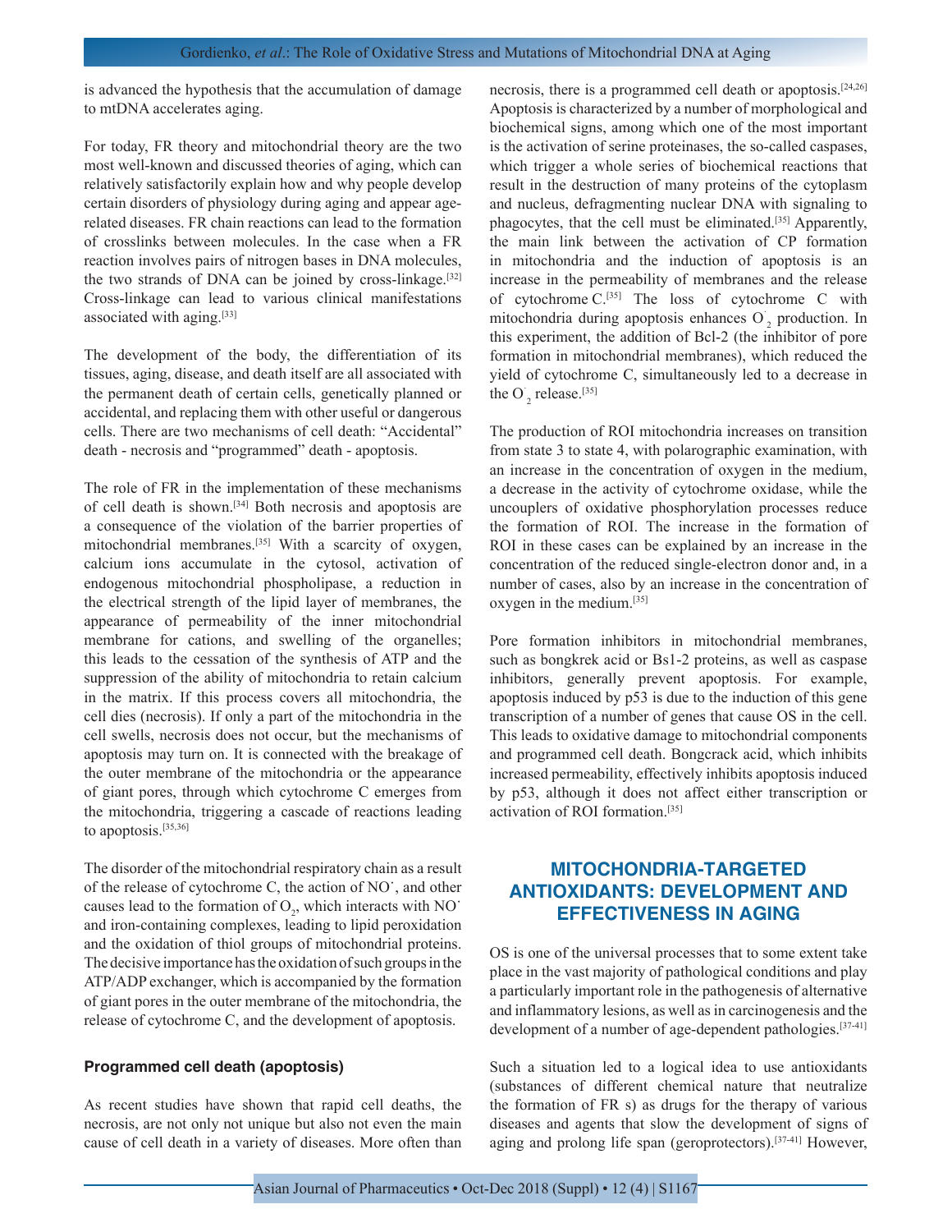is advanced the hypothesis that the accumulation of damage to mtDNA accelerates aging.

For today, FR theory and mitochondrial theory are the two most well-known and discussed theories of aging, which can relatively satisfactorily explain how and why people develop certain disorders of physiology during aging and appear age-related diseases. FR chain reactions can lead to the formation of crosslinks between molecules. In the case when a FR reaction involves pairs of nitrogen bases in DNA molecules, the two strands of DNA can be joined by cross-linkage.[32] Cross-linkage can lead to various clinical manifestations associated with aging.[33]

The development of the body, the differentiation of its tissues, aging, disease, and death itself are all associated with the permanent death of certain cells, genetically planned or accidental, and replacing them with other useful or dangerous cells. There are two mechanisms of cell death: "Accidental" death - necrosis and "programmed" death - apoptosis.

The role of FR in the implementation of these mechanisms of cell death is shown.[34] Both necrosis and apoptosis are a consequence of the violation of the barrier properties of mitochondrial membranes.[35] With a scarcity of oxygen, calcium ions accumulate in the cytosol, activation of endogenous mitochondrial phospholipase, a reduction in the electrical strength of the lipid layer of membranes, the appearance of permeability of the inner mitochondrial membrane for cations, and swelling of the organelles; this leads to the cessation of the synthesis of ATP and the suppression of the ability of mitochondria to retain calcium in the matrix. If this process covers all mitochondria, the cell dies (necrosis). If only a part of the mitochondria in the cell swells, necrosis does not occur, but the mechanisms of apoptosis may turn on. It is connected with the breakage of the outer membrane of the mitochondria or the appearance of giant pores, through which cytochrome C emerges from the mitochondria, triggering a cascade of reactions leading to apoptosis.[35,36]

The disorder of the mitochondrial respiratory chain as a result of the release of cytochrome C, the action of $NO^{\cdot}$, and other causes lead to the formation of $O_2$, which interacts with $NO^{\cdot}$ and iron-containing complexes, leading to lipid peroxidation and the oxidation of thiol groups of mitochondrial proteins. The decisive importance has the oxidation of such groups in the ATP/ADP exchanger, which is accompanied by the formation of giant pores in the outer membrane of the mitochondria, the release of cytochrome C, and the development of apoptosis.

### Programmed cell death (apoptosis)

As recent studies have shown that rapid cell deaths, the necrosis, are not only not unique but also not even the main cause of cell death in a variety of diseases. More often than necrosis, there is a programmed cell death or apoptosis.[24,26] Apoptosis is characterized by a number of morphological and biochemical signs, among which one of the most important is the activation of serine proteinases, the so-called caspases, which trigger a whole series of biochemical reactions that result in the destruction of many proteins of the cytoplasm and nucleus, defragmenting nuclear DNA with signaling to phagocytes, that the cell must be eliminated.[35] Apparently, the main link between the activation of CP formation in mitochondria and the induction of apoptosis is an increase in the permeability of membranes and the release of cytochrome C.[35] The loss of cytochrome C with mitochondria during apoptosis enhances $O^{\cdot}_2$ production. In this experiment, the addition of Bcl-2 (the inhibitor of pore formation in mitochondrial membranes), which reduced the yield of cytochrome C, simultaneously led to a decrease in the $O^{\cdot}_2$ release.[35]

The production of ROI mitochondria increases on transition from state 3 to state 4, with polarographic examination, with an increase in the concentration of oxygen in the medium, a decrease in the activity of cytochrome oxidase, while the uncouplers of oxidative phosphorylation processes reduce the formation of ROI. The increase in the formation of ROI in these cases can be explained by an increase in the concentration of the reduced single-electron donor and, in a number of cases, also by an increase in the concentration of oxygen in the medium.[35]

Pore formation inhibitors in mitochondrial membranes, such as bongkrek acid or Bs1-2 proteins, as well as caspase inhibitors, generally prevent apoptosis. For example, apoptosis induced by p53 is due to the induction of this gene transcription of a number of genes that cause OS in the cell. This leads to oxidative damage to mitochondrial components and programmed cell death. Bongcrack acid, which inhibits increased permeability, effectively inhibits apoptosis induced by p53, although it does not affect either transcription or activation of ROI formation.[35]

## MITOCHONDRIA-TARGETED ANTIOXIDANTS: DEVELOPMENT AND EFFECTIVENESS IN AGING

OS is one of the universal processes that to some extent take place in the vast majority of pathological conditions and play a particularly important role in the pathogenesis of alternative and inflammatory lesions, as well as in carcinogenesis and the development of a number of age-dependent pathologies.[37-41]

Such a situation led to a logical idea to use antioxidants (substances of different chemical nature that neutralize the formation of FR s) as drugs for the therapy of various diseases and agents that slow the development of signs of aging and prolong life span (geroprotectors).[37-41] However,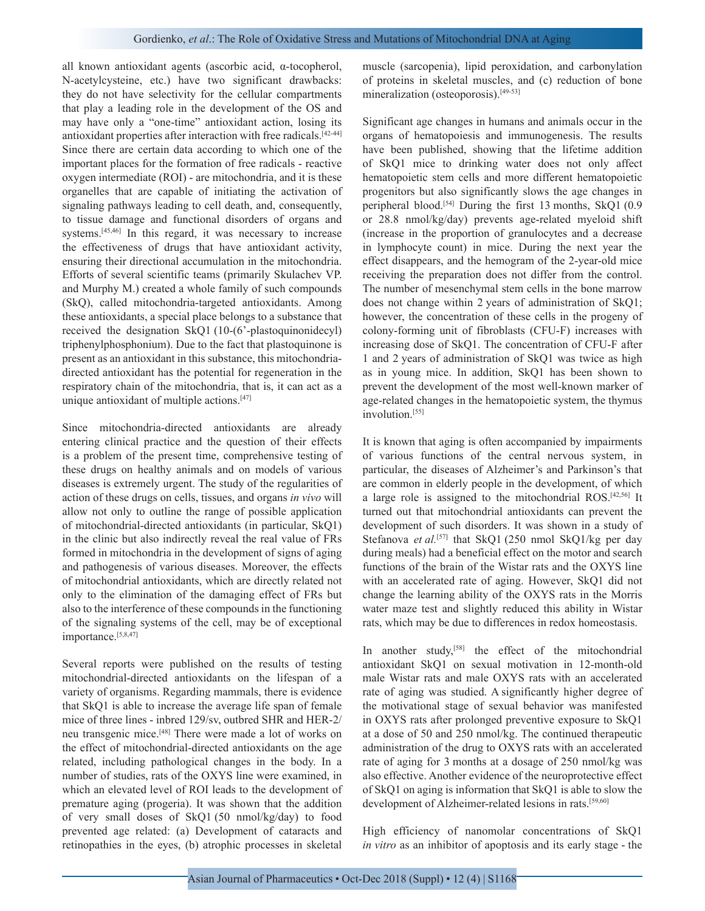all known antioxidant agents (ascorbic acid, α-tocopherol, N-acetylcysteine, etc.) have two significant drawbacks: they do not have selectivity for the cellular compartments that play a leading role in the development of the OS and may have only a "one-time" antioxidant action, losing its antioxidant properties after interaction with free radicals.[42-44] Since there are certain data according to which one of the important places for the formation of free radicals - reactive oxygen intermediate (ROI) - are mitochondria, and it is these organelles that are capable of initiating the activation of signaling pathways leading to cell death, and, consequently, to tissue damage and functional disorders of organs and systems.[45,46] In this regard, it was necessary to increase the effectiveness of drugs that have antioxidant activity, ensuring their directional accumulation in the mitochondria. Efforts of several scientific teams (primarily Skulachev VP. and Murphy M.) created a whole family of such compounds (SkQ), called mitochondria-targeted antioxidants. Among these antioxidants, a special place belongs to a substance that received the designation SkQ1 (10-(6'-plastoquinonidecyl) triphenylphosphonium). Due to the fact that plastoquinone is present as an antioxidant in this substance, this mitochondria-directed antioxidant has the potential for regeneration in the respiratory chain of the mitochondria, that is, it can act as a unique antioxidant of multiple actions.[47]

Since mitochondria-directed antioxidants are already entering clinical practice and the question of their effects is a problem of the present time, comprehensive testing of these drugs on healthy animals and on models of various diseases is extremely urgent. The study of the regularities of action of these drugs on cells, tissues, and organs *in vivo* will allow not only to outline the range of possible application of mitochondrial-directed antioxidants (in particular, SkQ1) in the clinic but also indirectly reveal the real value of FRs formed in mitochondria in the development of signs of aging and pathogenesis of various diseases. Moreover, the effects of mitochondrial antioxidants, which are directly related not only to the elimination of the damaging effect of FRs but also to the interference of these compounds in the functioning of the signaling systems of the cell, may be of exceptional importance.[5,8,47]

Several reports were published on the results of testing mitochondrial-directed antioxidants on the lifespan of a variety of organisms. Regarding mammals, there is evidence that SkQ1 is able to increase the average life span of female mice of three lines - inbred 129/sv, outbred SHR and HER-2/neu transgenic mice.[48] There were made a lot of works on the effect of mitochondrial-directed antioxidants on the age related, including pathological changes in the body. In a number of studies, rats of the OXYS line were examined, in which an elevated level of ROI leads to the development of premature aging (progeria). It was shown that the addition of very small doses of SkQ1 (50 nmol/kg/day) to food prevented age related: (a) Development of cataracts and retinopathies in the eyes, (b) atrophic processes in skeletal muscle (sarcopenia), lipid peroxidation, and carbonylation of proteins in skeletal muscles, and (c) reduction of bone mineralization (osteoporosis).[49-53]

Significant age changes in humans and animals occur in the organs of hematopoiesis and immunogenesis. The results have been published, showing that the lifetime addition of SkQ1 mice to drinking water does not only affect hematopoietic stem cells and more different hematopoietic progenitors but also significantly slows the age changes in peripheral blood.[54] During the first 13 months, SkQ1 (0.9 or 28.8 nmol/kg/day) prevents age-related myeloid shift (increase in the proportion of granulocytes and a decrease in lymphocyte count) in mice. During the next year the effect disappears, and the hemogram of the 2-year-old mice receiving the preparation does not differ from the control. The number of mesenchymal stem cells in the bone marrow does not change within 2 years of administration of SkQ1; however, the concentration of these cells in the progeny of colony-forming unit of fibroblasts (CFU-F) increases with increasing dose of SkQ1. The concentration of CFU-F after 1 and 2 years of administration of SkQ1 was twice as high as in young mice. In addition, SkQ1 has been shown to prevent the development of the most well-known marker of age-related changes in the hematopoietic system, the thymus involution.[55]

It is known that aging is often accompanied by impairments of various functions of the central nervous system, in particular, the diseases of Alzheimer's and Parkinson's that are common in elderly people in the development, of which a large role is assigned to the mitochondrial ROS.[42,56] It turned out that mitochondrial antioxidants can prevent the development of such disorders. It was shown in a study of Stefanova *et al.*[57] that SkQ1 (250 nmol SkQ1/kg per day during meals) had a beneficial effect on the motor and search functions of the brain of the Wistar rats and the OXYS line with an accelerated rate of aging. However, SkQ1 did not change the learning ability of the OXYS rats in the Morris water maze test and slightly reduced this ability in Wistar rats, which may be due to differences in redox homeostasis.

In another study,[58] the effect of the mitochondrial antioxidant SkQ1 on sexual motivation in 12-month-old male Wistar rats and male OXYS rats with an accelerated rate of aging was studied. A significantly higher degree of the motivational stage of sexual behavior was manifested in OXYS rats after prolonged preventive exposure to SkQ1 at a dose of 50 and 250 nmol/kg. The continued therapeutic administration of the drug to OXYS rats with an accelerated rate of aging for 3 months at a dosage of 250 nmol/kg was also effective. Another evidence of the neuroprotective effect of SkQ1 on aging is information that SkQ1 is able to slow the development of Alzheimer-related lesions in rats.[59,60]

High efficiency of nanomolar concentrations of SkQ1 *in vitro* as an inhibitor of apoptosis and its early stage - the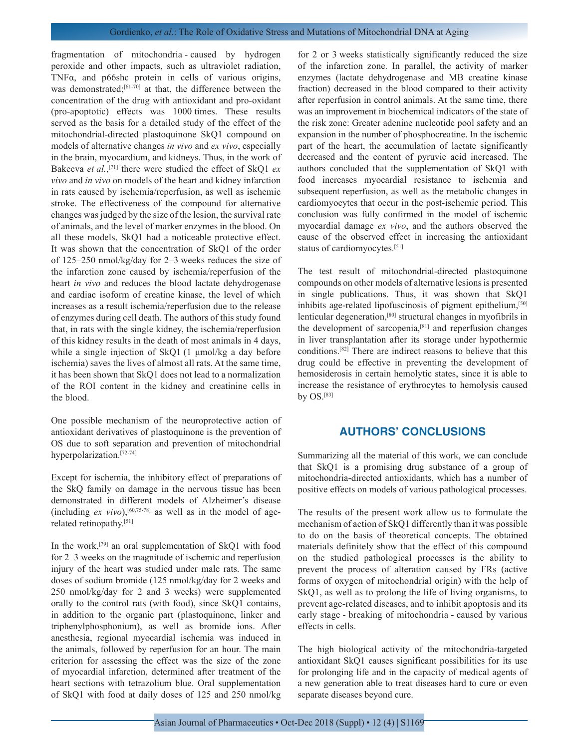fragmentation of mitochondria - caused by hydrogen peroxide and other impacts, such as ultraviolet radiation, TNFα, and p66shc protein in cells of various origins, was demonstrated;[61-70] at that, the difference between the concentration of the drug with antioxidant and pro-oxidant (pro-apoptotic) effects was 1000 times. These results served as the basis for a detailed study of the effect of the mitochondrial-directed plastoquinone SkQ1 compound on models of alternative changes *in vivo* and *ex vivo*, especially in the brain, myocardium, and kidneys. Thus, in the work of Bakeeva *et al.*,[71] there were studied the effect of SkQ1 *ex vivo* and *in vivo* on models of the heart and kidney infarction in rats caused by ischemia/reperfusion, as well as ischemic stroke. The effectiveness of the compound for alternative changes was judged by the size of the lesion, the survival rate of animals, and the level of marker enzymes in the blood. On all these models, SkQ1 had a noticeable protective effect. It was shown that the concentration of SkQ1 of the order of 125–250 nmol/kg/day for 2–3 weeks reduces the size of the infarction zone caused by ischemia/reperfusion of the heart *in vivo* and reduces the blood lactate dehydrogenase and cardiac isoform of creatine kinase, the level of which increases as a result ischemia/reperfusion due to the release of enzymes during cell death. The authors of this study found that, in rats with the single kidney, the ischemia/reperfusion of this kidney results in the death of most animals in 4 days, while a single injection of SkQ1 (1 μmol/kg a day before ischemia) saves the lives of almost all rats. At the same time, it has been shown that SkQ1 does not lead to a normalization of the ROI content in the kidney and creatinine cells in the blood.

One possible mechanism of the neuroprotective action of antioxidant derivatives of plastoquinone is the prevention of OS due to soft separation and prevention of mitochondrial hyperpolarization.[72-74]

Except for ischemia, the inhibitory effect of preparations of the SkQ family on damage in the nervous tissue has been demonstrated in different models of Alzheimer's disease (including *ex vivo*),[60,75-78] as well as in the model of age-related retinopathy.[51]

In the work,[79] an oral supplementation of SkQ1 with food for 2–3 weeks on the magnitude of ischemic and reperfusion injury of the heart was studied under male rats. The same doses of sodium bromide (125 nmol/kg/day for 2 weeks and 250 nmol/kg/day for 2 and 3 weeks) were supplemented orally to the control rats (with food), since SkQ1 contains, in addition to the organic part (plastoquinone, linker and triphenylphosphonium), as well as bromide ions. After anesthesia, regional myocardial ischemia was induced in the animals, followed by reperfusion for an hour. The main criterion for assessing the effect was the size of the zone of myocardial infarction, determined after treatment of the heart sections with tetrazolium blue. Oral supplementation of SkQ1 with food at daily doses of 125 and 250 nmol/kg for 2 or 3 weeks statistically significantly reduced the size of the infarction zone. In parallel, the activity of marker enzymes (lactate dehydrogenase and MB creatine kinase fraction) decreased in the blood compared to their activity after reperfusion in control animals. At the same time, there was an improvement in biochemical indicators of the state of the risk zone: Greater adenine nucleotide pool safety and an expansion in the number of phosphocreatine. In the ischemic part of the heart, the accumulation of lactate significantly decreased and the content of pyruvic acid increased. The authors concluded that the supplementation of SkQ1 with food increases myocardial resistance to ischemia and subsequent reperfusion, as well as the metabolic changes in cardiomyocytes that occur in the post-ischemic period. This conclusion was fully confirmed in the model of ischemic myocardial damage *ex vivo*, and the authors observed the cause of the observed effect in increasing the antioxidant status of cardiomyocytes.[51]

The test result of mitochondrial-directed plastoquinone compounds on other models of alternative lesions is presented in single publications. Thus, it was shown that SkQ1 inhibits age-related lipofuscinosis of pigment epithelium,[50] lenticular degeneration,[80] structural changes in myofibrils in the development of sarcopenia,[81] and reperfusion changes in liver transplantation after its storage under hypothermic conditions.[82] There are indirect reasons to believe that this drug could be effective in preventing the development of hemosiderosis in certain hemolytic states, since it is able to increase the resistance of erythrocytes to hemolysis caused by OS.[83]

## AUTHORS' CONCLUSIONS

Summarizing all the material of this work, we can conclude that SkQ1 is a promising drug substance of a group of mitochondria-directed antioxidants, which has a number of positive effects on models of various pathological processes.

The results of the present work allow us to formulate the mechanism of action of SkQ1 differently than it was possible to do on the basis of theoretical concepts. The obtained materials definitely show that the effect of this compound on the studied pathological processes is the ability to prevent the process of alteration caused by FRs (active forms of oxygen of mitochondrial origin) with the help of SkQ1, as well as to prolong the life of living organisms, to prevent age-related diseases, and to inhibit apoptosis and its early stage - breaking of mitochondria - caused by various effects in cells.

The high biological activity of the mitochondria-targeted antioxidant SkQ1 causes significant possibilities for its use for prolonging life and in the capacity of medical agents of a new generation able to treat diseases hard to cure or even separate diseases beyond cure.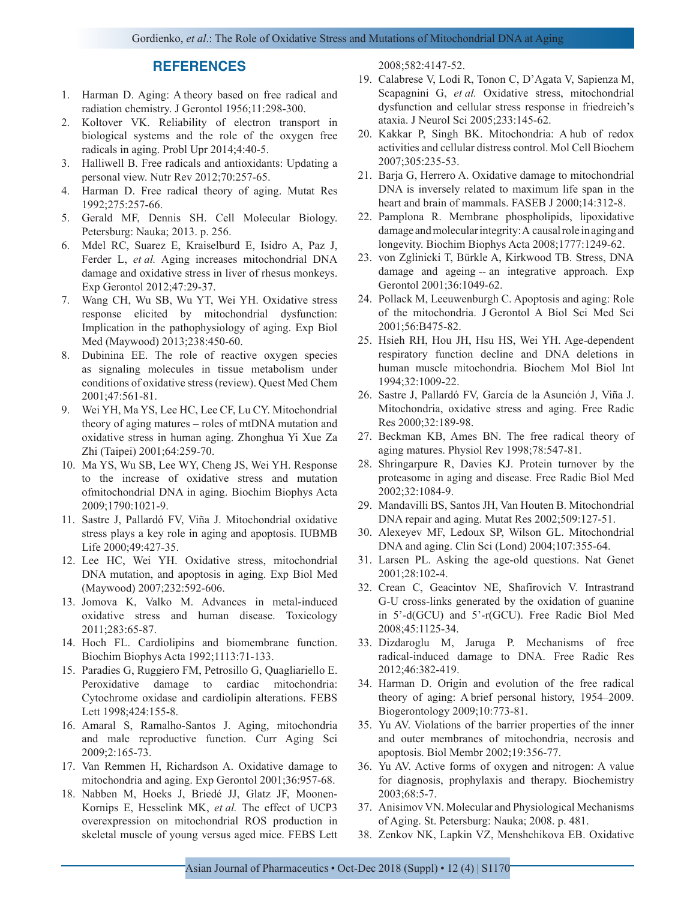## REFERENCES

1. Harman D. Aging: A theory based on free radical and radiation chemistry. J Gerontol 1956;11:298-300.
2. Koltover VK. Reliability of electron transport in biological systems and the role of the oxygen free radicals in aging. Probl Upr 2014;4:40-5.
3. Halliwell B. Free radicals and antioxidants: Updating a personal view. Nutr Rev 2012;70:257-65.
4. Harman D. Free radical theory of aging. Mutat Res 1992;275:257-66.
5. Gerald MF, Dennis SH. Cell Molecular Biology. Petersburg: Nauka; 2013. p. 256.
6. Mdel RC, Suarez E, Kraiselburd E, Isidro A, Paz J, Ferder L, *et al.* Aging increases mitochondrial DNA damage and oxidative stress in liver of rhesus monkeys. Exp Gerontol 2012;47:29-37.
7. Wang CH, Wu SB, Wu YT, Wei YH. Oxidative stress response elicited by mitochondrial dysfunction: Implication in the pathophysiology of aging. Exp Biol Med (Maywood) 2013;238:450-60.
8. Dubinina EE. The role of reactive oxygen species as signaling molecules in tissue metabolism under conditions of oxidative stress (review). Quest Med Chem 2001;47:561-81.
9. Wei YH, Ma YS, Lee HC, Lee CF, Lu CY. Mitochondrial theory of aging matures – roles of mtDNA mutation and oxidative stress in human aging. Zhonghua Yi Xue Za Zhi (Taipei) 2001;64:259-70.
10. Ma YS, Wu SB, Lee WY, Cheng JS, Wei YH. Response to the increase of oxidative stress and mutation ofmitochondrial DNA in aging. Biochim Biophys Acta 2009;1790:1021-9.
11. Sastre J, Pallardó FV, Viña J. Mitochondrial oxidative stress plays a key role in aging and apoptosis. IUBMB Life 2000;49:427-35.
12. Lee HC, Wei YH. Oxidative stress, mitochondrial DNA mutation, and apoptosis in aging. Exp Biol Med (Maywood) 2007;232:592-606.
13. Jomova K, Valko M. Advances in metal-induced oxidative stress and human disease. Toxicology 2011;283:65-87.
14. Hoch FL. Cardiolipins and biomembrane function. Biochim Biophys Acta 1992;1113:71-133.
15. Paradies G, Ruggiero FM, Petrosillo G, Quagliariello E. Peroxidative damage to cardiac mitochondria: Cytochrome oxidase and cardiolipin alterations. FEBS Lett 1998;424:155-8.
16. Amaral S, Ramalho-Santos J. Aging, mitochondria and male reproductive function. Curr Aging Sci 2009;2:165-73.
17. Van Remmen H, Richardson A. Oxidative damage to mitochondria and aging. Exp Gerontol 2001;36:957-68.
18. Nabben M, Hoeks J, Briedé JJ, Glatz JF, Moonen-Kornips E, Hesselink MK, *et al.* The effect of UCP3 overexpression on mitochondrial ROS production in skeletal muscle of young versus aged mice. FEBS Lett 2008;582:4147-52.
19. Calabrese V, Lodi R, Tonon C, D'Agata V, Sapienza M, Scapagnini G, *et al.* Oxidative stress, mitochondrial dysfunction and cellular stress response in friedreich's ataxia. J Neurol Sci 2005;233:145-62.
20. Kakkar P, Singh BK. Mitochondria: A hub of redox activities and cellular distress control. Mol Cell Biochem 2007;305:235-53.
21. Barja G, Herrero A. Oxidative damage to mitochondrial DNA is inversely related to maximum life span in the heart and brain of mammals. FASEB J 2000;14:312-8.
22. Pamplona R. Membrane phospholipids, lipoxidative damage and molecular integrity: A causal role in aging and longevity. Biochim Biophys Acta 2008;1777:1249-62.
23. von Zglinicki T, Bürkle A, Kirkwood TB. Stress, DNA damage and ageing -- an integrative approach. Exp Gerontol 2001;36:1049-62.
24. Pollack M, Leeuwenburgh C. Apoptosis and aging: Role of the mitochondria. J Gerontol A Biol Sci Med Sci 2001;56:B475-82.
25. Hsieh RH, Hou JH, Hsu HS, Wei YH. Age-dependent respiratory function decline and DNA deletions in human muscle mitochondria. Biochem Mol Biol Int 1994;32:1009-22.
26. Sastre J, Pallardó FV, García de la Asunción J, Viña J. Mitochondria, oxidative stress and aging. Free Radic Res 2000;32:189-98.
27. Beckman KB, Ames BN. The free radical theory of aging matures. Physiol Rev 1998;78:547-81.
28. Shringarpure R, Davies KJ. Protein turnover by the proteasome in aging and disease. Free Radic Biol Med 2002;32:1084-9.
29. Mandavilli BS, Santos JH, Van Houten B. Mitochondrial DNA repair and aging. Mutat Res 2002;509:127-51.
30. Alexeyev MF, Ledoux SP, Wilson GL. Mitochondrial DNA and aging. Clin Sci (Lond) 2004;107:355-64.
31. Larsen PL. Asking the age-old questions. Nat Genet 2001;28:102-4.
32. Crean C, Geacintov NE, Shafirovich V. Intrastrand G-U cross-links generated by the oxidation of guanine in 5'-d(GCU) and 5'-r(GCU). Free Radic Biol Med 2008;45:1125-34.
33. Dizdaroglu M, Jaruga P. Mechanisms of free radical-induced damage to DNA. Free Radic Res 2012;46:382-419.
34. Harman D. Origin and evolution of the free radical theory of aging: A brief personal history, 1954–2009. Biogerontology 2009;10:773-81.
35. Yu AV. Violations of the barrier properties of the inner and outer membranes of mitochondria, necrosis and apoptosis. Biol Membr 2002;19:356-77.
36. Yu AV. Active forms of oxygen and nitrogen: A value for diagnosis, prophylaxis and therapy. Biochemistry 2003;68:5-7.
37. Anisimov VN. Molecular and Physiological Mechanisms of Aging. St. Petersburg: Nauka; 2008. p. 481.
38. Zenkov NK, Lapkin VZ, Menshchikova EB. Oxidative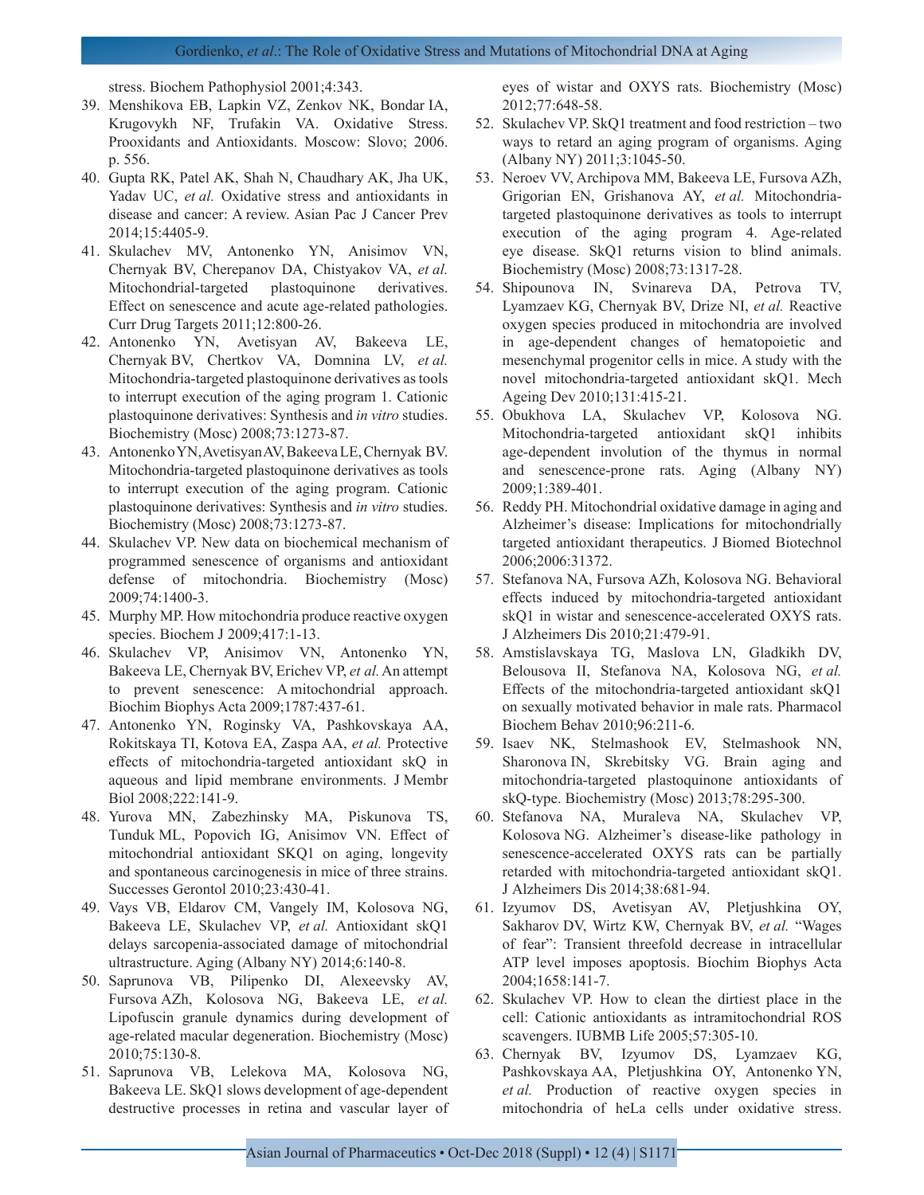stress. Biochem Pathophysiol 2001;4:343.

39. Menshikova EB, Lapkin VZ, Zenkov NK, Bondar IA, Krugovykh NF, Trufakin VA. Oxidative Stress. Prooxidants and Antioxidants. Moscow: Slovo; 2006. p. 556.
40. Gupta RK, Patel AK, Shah N, Chaudhary AK, Jha UK, Yadav UC, *et al.* Oxidative stress and antioxidants in disease and cancer: A review. Asian Pac J Cancer Prev 2014;15:4405-9.
41. Skulachev MV, Antonenko YN, Anisimov VN, Chernyak BV, Cherepanov DA, Chistyakov VA, *et al.* Mitochondrial-targeted plastoquinone derivatives. Effect on senescence and acute age-related pathologies. Curr Drug Targets 2011;12:800-26.
42. Antonenko YN, Avetisyan AV, Bakeeva LE, Chernyak BV, Chertkov VA, Domnina LV, *et al.* Mitochondria-targeted plastoquinone derivatives as tools to interrupt execution of the aging program 1. Cationic plastoquinone derivatives: Synthesis and *in vitro* studies. Biochemistry (Mosc) 2008;73:1273-87.
43. Antonenko YN, Avetisyan AV, Bakeeva LE, Chernyak BV. Mitochondria-targeted plastoquinone derivatives as tools to interrupt execution of the aging program. Cationic plastoquinone derivatives: Synthesis and *in vitro* studies. Biochemistry (Mosc) 2008;73:1273-87.
44. Skulachev VP. New data on biochemical mechanism of programmed senescence of organisms and antioxidant defense of mitochondria. Biochemistry (Mosc) 2009;74:1400-3.
45. Murphy MP. How mitochondria produce reactive oxygen species. Biochem J 2009;417:1-13.
46. Skulachev VP, Anisimov VN, Antonenko YN, Bakeeva LE, Chernyak BV, Erichev VP, *et al.* An attempt to prevent senescence: A mitochondrial approach. Biochim Biophys Acta 2009;1787:437-61.
47. Antonenko YN, Roginsky VA, Pashkovskaya AA, Rokitskaya TI, Kotova EA, Zaspa AA, *et al.* Protective effects of mitochondria-targeted antioxidant skQ in aqueous and lipid membrane environments. J Membr Biol 2008;222:141-9.
48. Yurova MN, Zabezhinsky MA, Piskunova TS, Tunduk ML, Popovich IG, Anisimov VN. Effect of mitochondrial antioxidant SKQ1 on aging, longevity and spontaneous carcinogenesis in mice of three strains. Successes Gerontol 2010;23:430-41.
49. Vays VB, Eldarov CM, Vangely IM, Kolosova NG, Bakeeva LE, Skulachev VP, *et al.* Antioxidant skQ1 delays sarcopenia-associated damage of mitochondrial ultrastructure. Aging (Albany NY) 2014;6:140-8.
50. Saprunova VB, Pilipenko DI, Alexeevsky AV, Fursova AZh, Kolosova NG, Bakeeva LE, *et al.* Lipofuscin granule dynamics during development of age-related macular degeneration. Biochemistry (Mosc) 2010;75:130-8.
51. Saprunova VB, Lelekova MA, Kolosova NG, Bakeeva LE. SkQ1 slows development of age-dependent destructive processes in retina and vascular layer of eyes of wistar and OXYS rats. Biochemistry (Mosc) 2012;77:648-58.
52. Skulachev VP. SkQ1 treatment and food restriction – two ways to retard an aging program of organisms. Aging (Albany NY) 2011;3:1045-50.
53. Neroev VV, Archipova MM, Bakeeva LE, Fursova AZh, Grigorian EN, Grishanova AY, *et al.* Mitochondria-targeted plastoquinone derivatives as tools to interrupt execution of the aging program 4. Age-related eye disease. SkQ1 returns vision to blind animals. Biochemistry (Mosc) 2008;73:1317-28.
54. Shipounova IN, Svinareva DA, Petrova TV, Lyamzaev KG, Chernyak BV, Drize NI, *et al.* Reactive oxygen species produced in mitochondria are involved in age-dependent changes of hematopoietic and mesenchymal progenitor cells in mice. A study with the novel mitochondria-targeted antioxidant skQ1. Mech Ageing Dev 2010;131:415-21.
55. Obukhova LA, Skulachev VP, Kolosova NG. Mitochondria-targeted antioxidant skQ1 inhibits age-dependent involution of the thymus in normal and senescence-prone rats. Aging (Albany NY) 2009;1:389-401.
56. Reddy PH. Mitochondrial oxidative damage in aging and Alzheimer's disease: Implications for mitochondrially targeted antioxidant therapeutics. J Biomed Biotechnol 2006;2006:31372.
57. Stefanova NA, Fursova AZh, Kolosova NG. Behavioral effects induced by mitochondria-targeted antioxidant skQ1 in wistar and senescence-accelerated OXYS rats. J Alzheimers Dis 2010;21:479-91.
58. Amstislavskaya TG, Maslova LN, Gladkikh DV, Belousova II, Stefanova NA, Kolosova NG, *et al.* Effects of the mitochondria-targeted antioxidant skQ1 on sexually motivated behavior in male rats. Pharmacol Biochem Behav 2010;96:211-6.
59. Isaev NK, Stelmashook EV, Stelmashook NN, Sharonova IN, Skrebitsky VG. Brain aging and mitochondria-targeted plastoquinone antioxidants of skQ-type. Biochemistry (Mosc) 2013;78:295-300.
60. Stefanova NA, Muraleva NA, Skulachev VP, Kolosova NG. Alzheimer's disease-like pathology in senescence-accelerated OXYS rats can be partially retarded with mitochondria-targeted antioxidant skQ1. J Alzheimers Dis 2014;38:681-94.
61. Izyumov DS, Avetisyan AV, Pletjushkina OY, Sakharov DV, Wirtz KW, Chernyak BV, *et al.* "Wages of fear": Transient threefold decrease in intracellular ATP level imposes apoptosis. Biochim Biophys Acta 2004;1658:141-7.
62. Skulachev VP. How to clean the dirtiest place in the cell: Cationic antioxidants as intramitochondrial ROS scavengers. IUBMB Life 2005;57:305-10.
63. Chernyak BV, Izyumov DS, Lyamzaev KG, Pashkovskaya AA, Pletjushkina OY, Antonenko YN, *et al.* Production of reactive oxygen species in mitochondria of heLa cells under oxidative stress.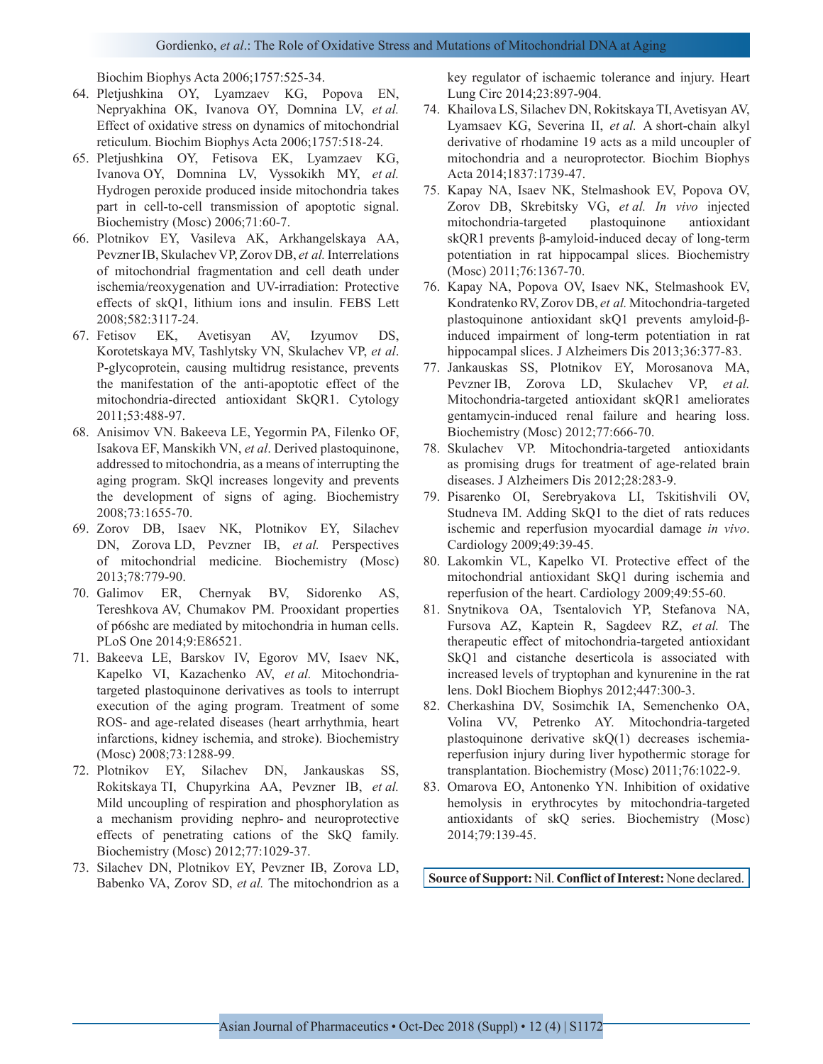Biochim Biophys Acta 2006;1757:525-34.

64. Pletjushkina OY, Lyamzaev KG, Popova EN, Nepryakhina OK, Ivanova OY, Domnina LV, *et al.* Effect of oxidative stress on dynamics of mitochondrial reticulum. Biochim Biophys Acta 2006;1757:518-24.
65. Pletjushkina OY, Fetisova EK, Lyamzaev KG, Ivanova OY, Domnina LV, Vyssokikh MY, *et al.* Hydrogen peroxide produced inside mitochondria takes part in cell-to-cell transmission of apoptotic signal. Biochemistry (Mosc) 2006;71:60-7.
66. Plotnikov EY, Vasileva AK, Arkhangelskaya AA, Pevzner IB, Skulachev VP, Zorov DB, *et al.* Interrelations of mitochondrial fragmentation and cell death under ischemia/reoxygenation and UV-irradiation: Protective effects of skQ1, lithium ions and insulin. FEBS Lett 2008;582:3117-24.
67. Fetisov EK, Avetisyan AV, Izyumov DS, Korotetskaya MV, Tashlytsky VN, Skulachev VP, *et al*. P-glycoprotein, causing multidrug resistance, prevents the manifestation of the anti-apoptotic effect of the mitochondria-directed antioxidant SkQR1. Cytology 2011;53:488-97.
68. Anisimov VN. Bakeeva LE, Yegormin PA, Filenko OF, Isakova EF, Manskikh VN, *et al*. Derived plastoquinone, addressed to mitochondria, as a means of interrupting the aging program. SkQl increases longevity and prevents the development of signs of aging. Biochemistry 2008;73:1655-70.
69. Zorov DB, Isaev NK, Plotnikov EY, Silachev DN, Zorova LD, Pevzner IB, *et al.* Perspectives of mitochondrial medicine. Biochemistry (Mosc) 2013;78:779-90.
70. Galimov ER, Chernyak BV, Sidorenko AS, Tereshkova AV, Chumakov PM. Prooxidant properties of p66shc are mediated by mitochondria in human cells. PLoS One 2014;9:E86521.
71. Bakeeva LE, Barskov IV, Egorov MV, Isaev NK, Kapelko VI, Kazachenko AV, *et al.* Mitochondria-targeted plastoquinone derivatives as tools to interrupt execution of the aging program. Treatment of some ROS- and age-related diseases (heart arrhythmia, heart infarctions, kidney ischemia, and stroke). Biochemistry (Mosc) 2008;73:1288-99.
72. Plotnikov EY, Silachev DN, Jankauskas SS, Rokitskaya TI, Chupyrkina AA, Pevzner IB, *et al.* Mild uncoupling of respiration and phosphorylation as a mechanism providing nephro- and neuroprotective effects of penetrating cations of the SkQ family. Biochemistry (Mosc) 2012;77:1029-37.
73. Silachev DN, Plotnikov EY, Pevzner IB, Zorova LD, Babenko VA, Zorov SD, *et al.* The mitochondrion as a key regulator of ischaemic tolerance and injury. Heart Lung Circ 2014;23:897-904.
74. Khailova LS, Silachev DN, Rokitskaya TI, Avetisyan AV, Lyamsaev KG, Severina II, *et al.* A short-chain alkyl derivative of rhodamine 19 acts as a mild uncoupler of mitochondria and a neuroprotector. Biochim Biophys Acta 2014;1837:1739-47.
75. Kapay NA, Isaev NK, Stelmashook EV, Popova OV, Zorov DB, Skrebitsky VG, *et al. In vivo* injected mitochondria-targeted plastoquinone antioxidant skQR1 prevents β-amyloid-induced decay of long-term potentiation in rat hippocampal slices. Biochemistry (Mosc) 2011;76:1367-70.
76. Kapay NA, Popova OV, Isaev NK, Stelmashook EV, Kondratenko RV, Zorov DB, *et al.* Mitochondria-targeted plastoquinone antioxidant skQ1 prevents amyloid-β-induced impairment of long-term potentiation in rat hippocampal slices. J Alzheimers Dis 2013;36:377-83.
77. Jankauskas SS, Plotnikov EY, Morosanova MA, Pevzner IB, Zorova LD, Skulachev VP, *et al.* Mitochondria-targeted antioxidant skQR1 ameliorates gentamycin-induced renal failure and hearing loss. Biochemistry (Mosc) 2012;77:666-70.
78. Skulachev VP. Mitochondria-targeted antioxidants as promising drugs for treatment of age-related brain diseases. J Alzheimers Dis 2012;28:283-9.
79. Pisarenko OI, Serebryakova LI, Tskitishvili OV, Studneva IM. Adding SkQ1 to the diet of rats reduces ischemic and reperfusion myocardial damage *in vivo*. Cardiology 2009;49:39-45.
80. Lakomkin VL, Kapelko VI. Protective effect of the mitochondrial antioxidant SkQ1 during ischemia and reperfusion of the heart. Cardiology 2009;49:55-60.
81. Snytnikova OA, Tsentalovich YP, Stefanova NA, Fursova AZ, Kaptein R, Sagdeev RZ, *et al.* The therapeutic effect of mitochondria-targeted antioxidant SkQ1 and cistanche deserticola is associated with increased levels of tryptophan and kynurenine in the rat lens. Dokl Biochem Biophys 2012;447:300-3.
82. Cherkashina DV, Sosimchik IA, Semenchenko OA, Volina VV, Petrenko AY. Mitochondria-targeted plastoquinone derivative skQ(1) decreases ischemia-reperfusion injury during liver hypothermic storage for transplantation. Biochemistry (Mosc) 2011;76:1022-9.
83. Omarova EO, Antonenko YN. Inhibition of oxidative hemolysis in erythrocytes by mitochondria-targeted antioxidants of skQ series. Biochemistry (Mosc) 2014;79:139-45.

**Source of Support:** Nil. **Conflict of Interest:** None declared.